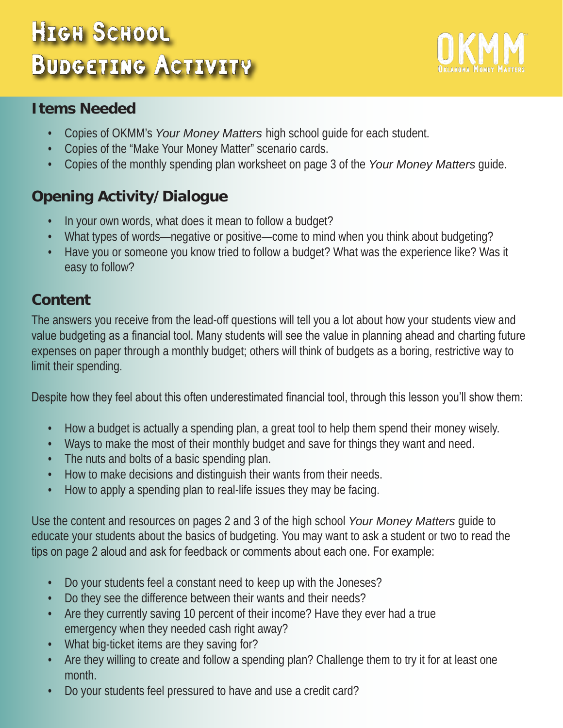# High School Budgeting Activity

OKMM Oklahoma Money Matters

## Items Needed

- Copies of OKMM's *Your Money Matters* high school guide for each student.
- Copies of the "Make Your Money Matter" scenario cards.
- Copies of the monthly spending plan worksheet on page 3 of the *Your Money Matters* guide.

## Opening Activity/Dialogue

- In your own words, what does it mean to follow a budget?
- What types of words—negative or positive—come to mind when you think about budgeting?
- Have you or someone you know tried to follow a budget? What was the experience like? Was it easy to follow?

## Content

The answers you receive from the lead-off questions will tell you a lot about how your students view and value budgeting as a financial tool. Many students will see the value in planning ahead and charting future expenses on paper through a monthly budget; others will think of budgets as a boring, restrictive way to limit their spending.

Despite how they feel about this often underestimated financial tool, through this lesson you'll show them:

- How a budget is actually a spending plan, a great tool to help them spend their money wisely.
- Ways to make the most of their monthly budget and save for things they want and need.
- The nuts and bolts of a basic spending plan.
- How to make decisions and distinguish their wants from their needs.
- How to apply a spending plan to real-life issues they may be facing.

Use the content and resources on pages 2 and 3 of the high school *Your Money Matters* guide to educate your students about the basics of budgeting. You may want to ask a student or two to read the tips on page 2 aloud and ask for feedback or comments about each one. For example:

- Do your students feel a constant need to keep up with the Joneses?
- Do they see the difference between their wants and their needs?
- Are they currently saving 10 percent of their income? Have they ever had a true emergency when they needed cash right away?
- What big-ticket items are they saving for?
- Are they willing to create and follow a spending plan? Challenge them to try it for at least one month.
- Do your students feel pressured to have and use a credit card?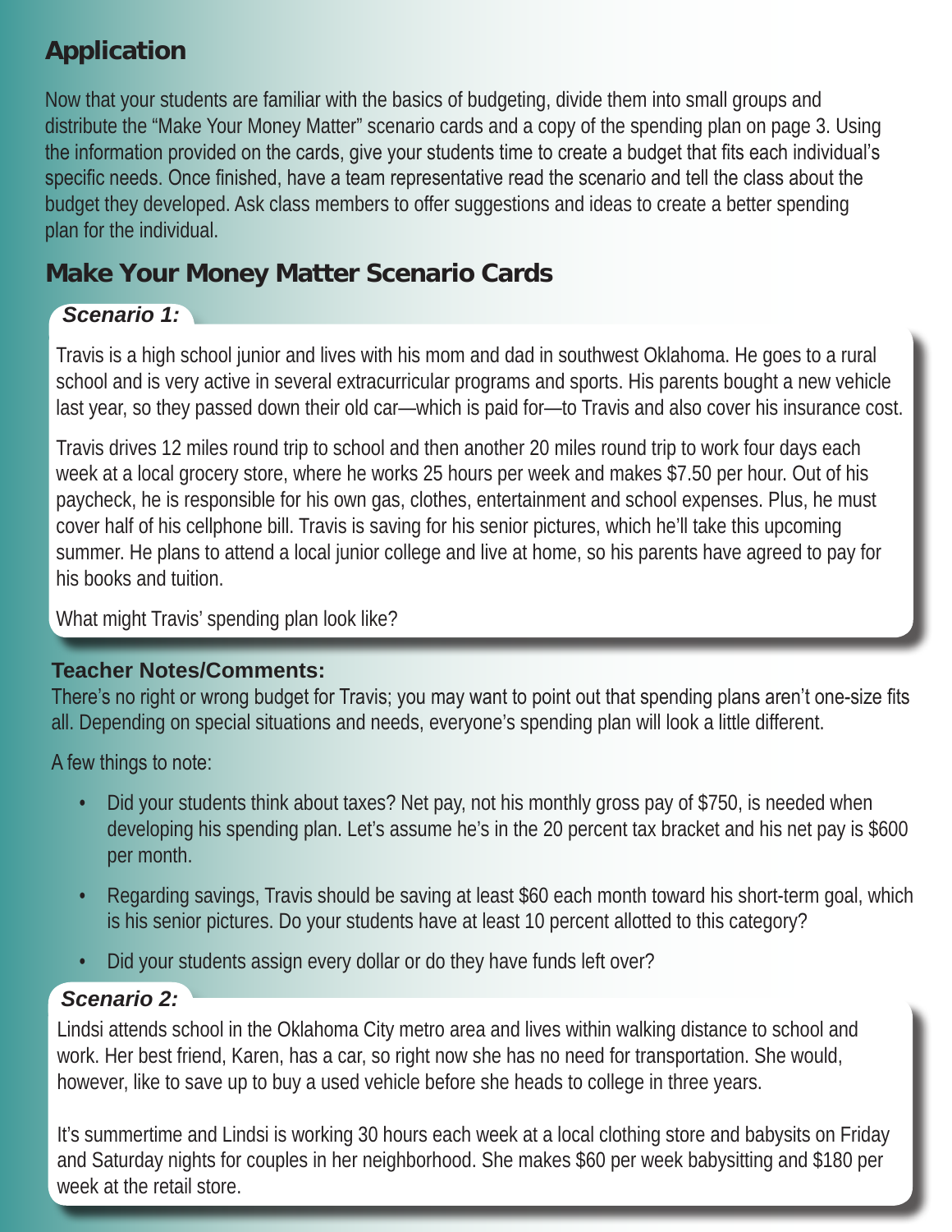## Application

Now that your students are familiar with the basics of budgeting, divide them into small groups and distribute the "Make Your Money Matter" scenario cards and a copy of the spending plan on page 3. Using the information provided on the cards, give your students time to create a budget that fits each individual's specific needs. Once finished, have a team representative read the scenario and tell the class about the budget they developed. Ask class members to offer suggestions and ideas to create a better spending plan for the individual.

## Make Your Money Matter Scenario Cards

### *Scenario 1:*

Travis is a high school junior and lives with his mom and dad in southwest Oklahoma. He goes to a rural school and is very active in several extracurricular programs and sports. His parents bought a new vehicle last year, so they passed down their old car—which is paid for—to Travis and also cover his insurance cost.

Travis drives 12 miles round trip to school and then another 20 miles round trip to work four days each week at a local grocery store, where he works 25 hours per week and makes $7.50 per hour. Out of his paycheck, he is responsible for his own gas, clothes, entertainment and school expenses. Plus, he must cover half of his cellphone bill. Travis is saving for his senior pictures, which he'll take this upcoming summer. He plans to attend a local junior college and live at home, so his parents have agreed to pay for his books and tuition.

What might Travis' spending plan look like?

**Teacher Notes/Comments:**

There's no right or wrong budget for Travis; you may want to point out that spending plans aren't one-size fits all. Depending on special situations and needs, everyone's spending plan will look a little different.

A few things to note:

- Did your students think about taxes? Net pay, not his monthly gross pay of $750, is needed when developing his spending plan. Let's assume he's in the 20 percent tax bracket and his net pay is $600 per month.
- Regarding savings, Travis should be saving at least $60 each month toward his short-term goal, which is his senior pictures. Do your students have at least 10 percent allotted to this category?
- Did your students assign every dollar or do they have funds left over?

### *Scenario 2:*

Lindsi attends school in the Oklahoma City metro area and lives within walking distance to school and work. Her best friend, Karen, has a car, so right now she has no need for transportation. She would, however, like to save up to buy a used vehicle before she heads to college in three years.

It's summertime and Lindsi is working 30 hours each week at a local clothing store and babysits on Friday and Saturday nights for couples in her neighborhood. She makes $60 per week babysitting and $180 per week at the retail store.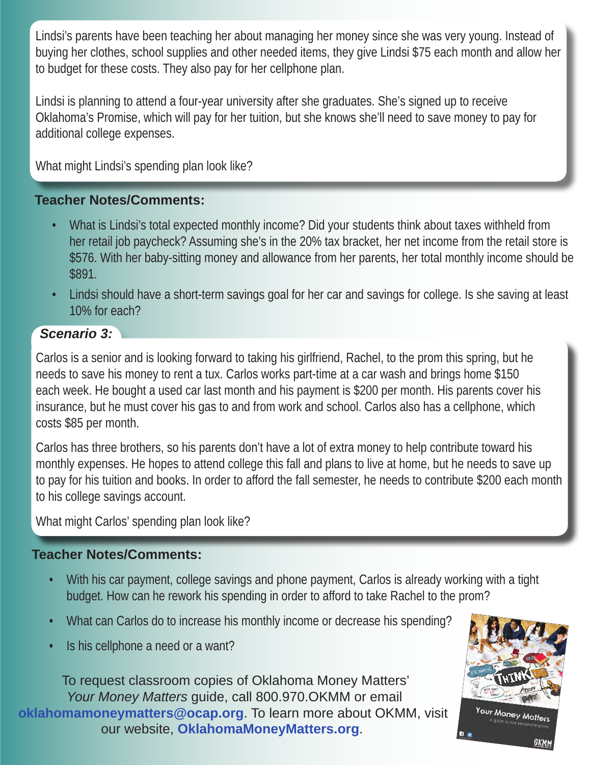Lindsi's parents have been teaching her about managing her money since she was very young. Instead of buying her clothes, school supplies and other needed items, they give Lindsi $75 each month and allow her to budget for these costs. They also pay for her cellphone plan.

Lindsi is planning to attend a four-year university after she graduates. She's signed up to receive Oklahoma's Promise, which will pay for her tuition, but she knows she'll need to save money to pay for additional college expenses.

What might Lindsi's spending plan look like?

### Teacher Notes/Comments:

- What is Lindsi's total expected monthly income? Did your students think about taxes withheld from her retail job paycheck? Assuming she's in the 20% tax bracket, her net income from the retail store is $576. With her baby-sitting money and allowance from her parents, her total monthly income should be $891.
- Lindsi should have a short-term savings goal for her car and savings for college. Is she saving at least 10% for each?

### *Scenario 3:*

Carlos is a senior and is looking forward to taking his girlfriend, Rachel, to the prom this spring, but he needs to save his money to rent a tux. Carlos works part-time at a car wash and brings home $150 each week. He bought a used car last month and his payment is $200 per month. His parents cover his insurance, but he must cover his gas to and from work and school. Carlos also has a cellphone, which costs $85 per month.

Carlos has three brothers, so his parents don't have a lot of extra money to help contribute toward his monthly expenses. He hopes to attend college this fall and plans to live at home, but he needs to save up to pay for his tuition and books. In order to afford the fall semester, he needs to contribute $200 each month to his college savings account.

What might Carlos' spending plan look like?

### Teacher Notes/Comments:

- With his car payment, college savings and phone payment, Carlos is already working with a tight budget. How can he rework his spending in order to afford to take Rachel to the prom?
- What can Carlos do to increase his monthly income or decrease his spending?
- Is his cellphone a need or a want?

To request classroom copies of Oklahoma Money Matters' *Your Money Matters* guide, call 800.970.OKMM or email **oklahomamoneymatters@ocap.org**. To learn more about OKMM, visit our website, **OklahomaMoneyMatters.org**.